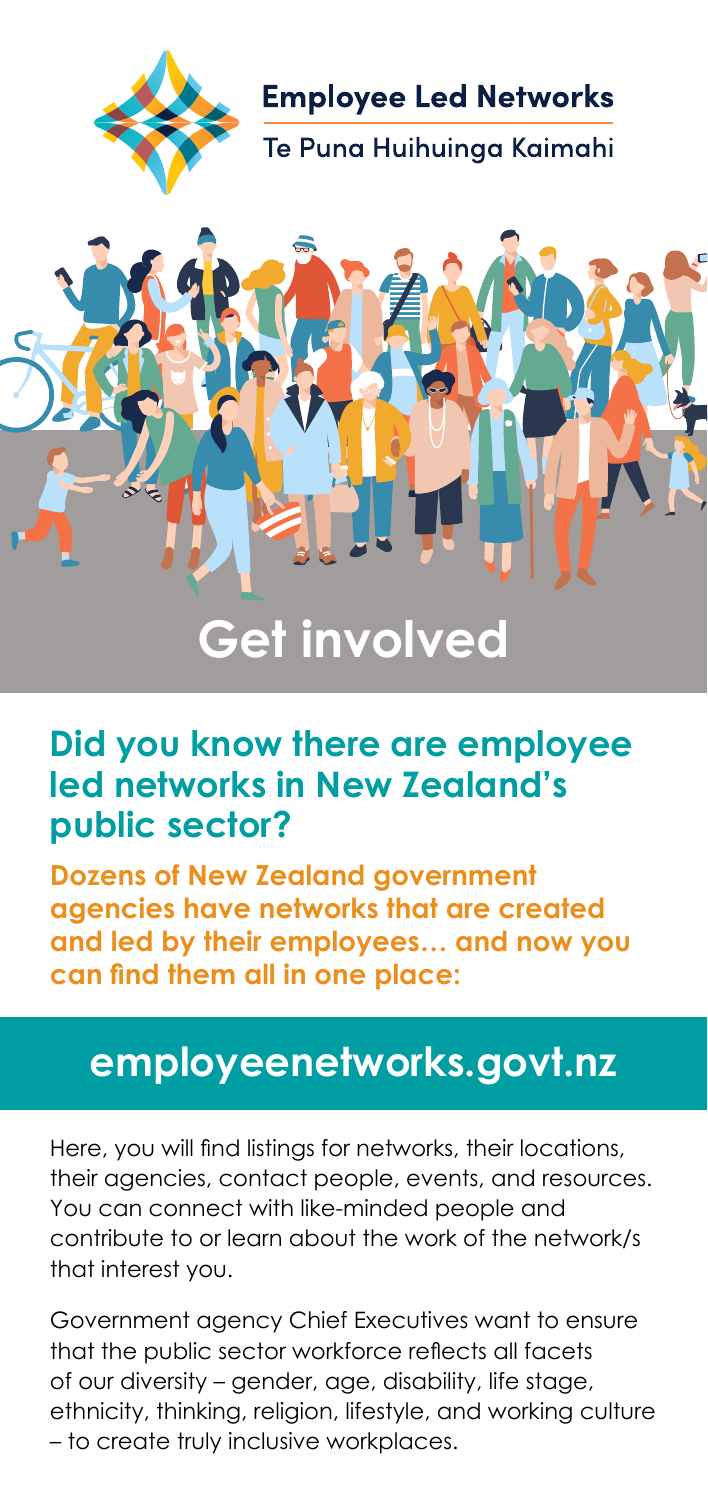**Employee Led Networks**

Te Puna Huihuinga Kaimahi

# Get involved

## Did you know there are employee led networks in New Zealand's public sector?

**Dozens of New Zealand government agencies have networks that are created and led by their employees… and now you can find them all in one place:**

## employeenetworks.govt.nz

Here, you will find listings for networks, their locations, their agencies, contact people, events, and resources. You can connect with like-minded people and contribute to or learn about the work of the network/s that interest you.

Government agency Chief Executives want to ensure that the public sector workforce reflects all facets of our diversity – gender, age, disability, life stage, ethnicity, thinking, religion, lifestyle, and working culture – to create truly inclusive workplaces.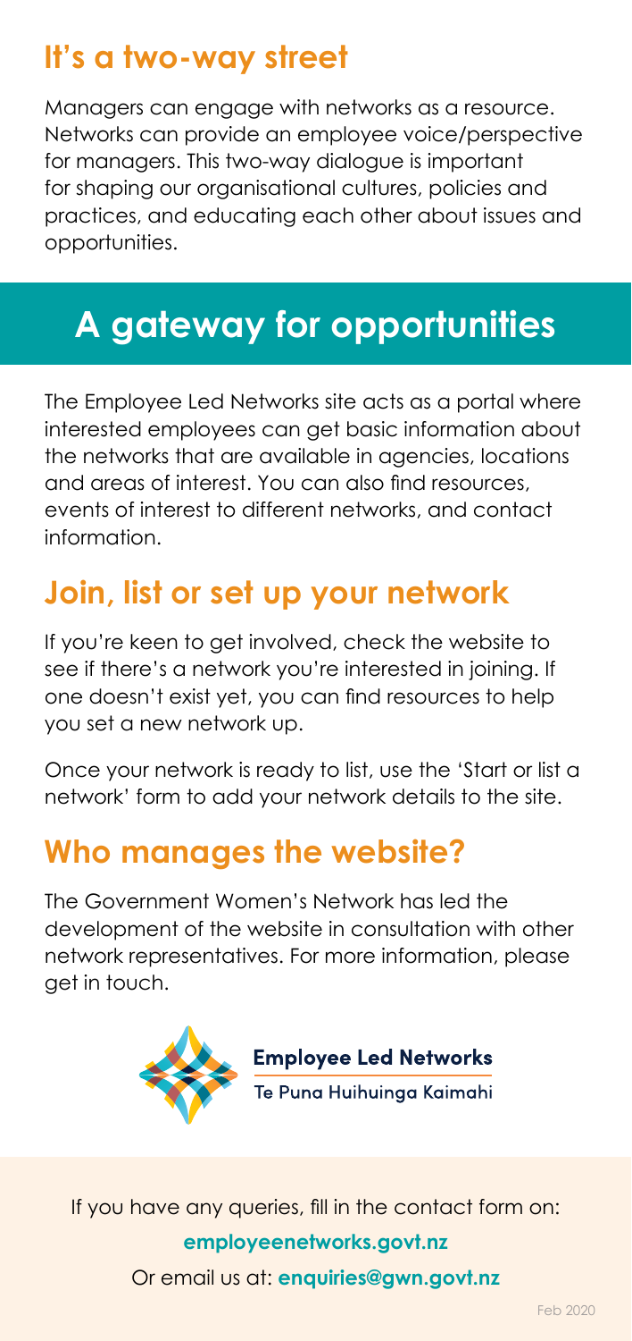## It's a two-way street

Managers can engage with networks as a resource. Networks can provide an employee voice/perspective for managers. This two-way dialogue is important for shaping our organisational cultures, policies and practices, and educating each other about issues and opportunities.

# A gateway for opportunities

The Employee Led Networks site acts as a portal where interested employees can get basic information about the networks that are available in agencies, locations and areas of interest. You can also find resources, events of interest to different networks, and contact information.

## Join, list or set up your network

If you're keen to get involved, check the website to see if there's a network you're interested in joining. If one doesn't exist yet, you can find resources to help you set a new network up.

Once your network is ready to list, use the 'Start or list a network' form to add your network details to the site.

## Who manages the website?

The Government Women's Network has led the development of the website in consultation with other network representatives. For more information, please get in touch.

**Employee Led Networks**
Te Puna Huihuinga Kaimahi

If you have any queries, fill in the contact form on:

**employeenetworks.govt.nz**

Or email us at: **enquiries@gwn.govt.nz**

Feb 2020